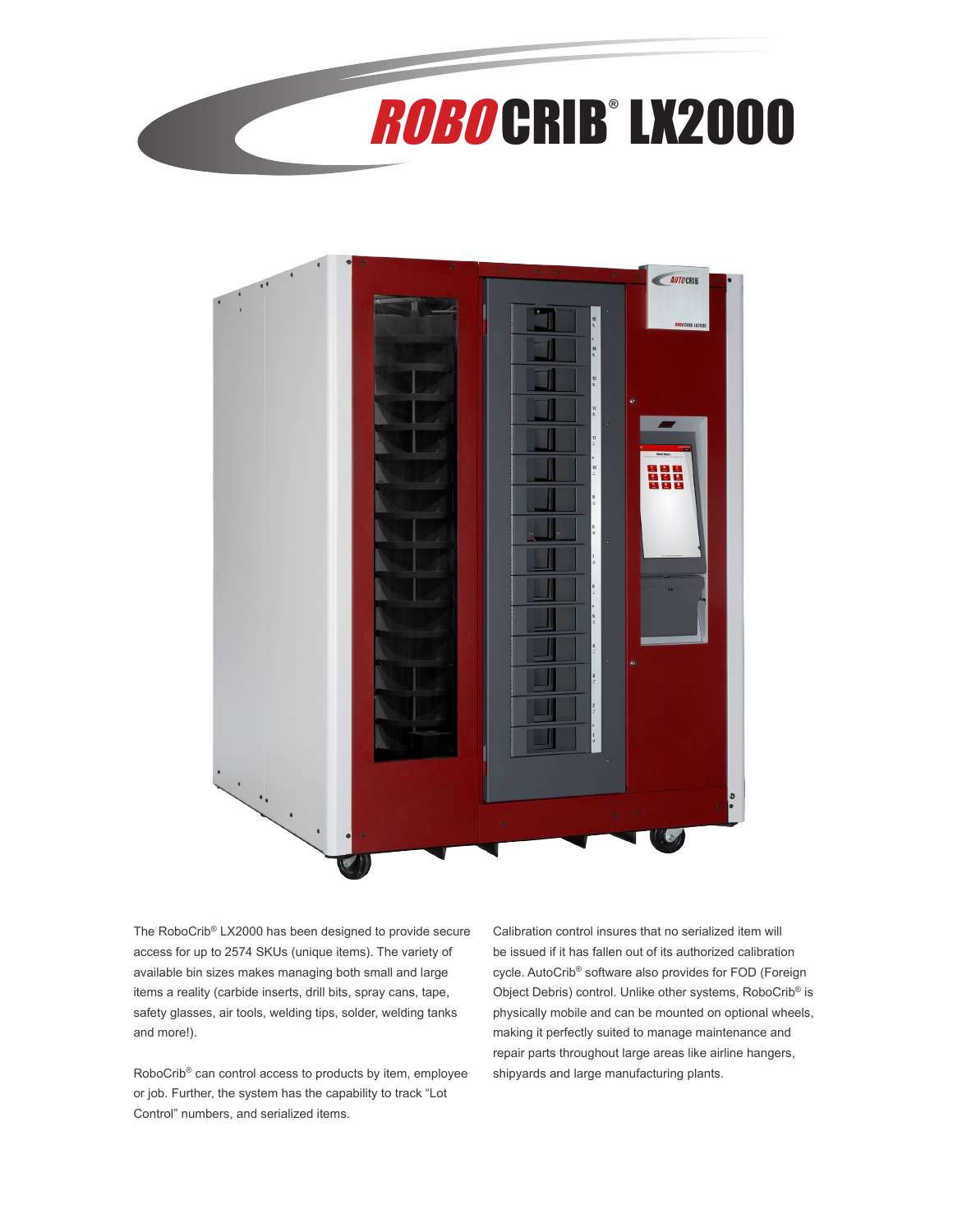# ROBOCRIB® LX2000

The RoboCrib® LX2000 has been designed to provide secure access for up to 2574 SKUs (unique items). The variety of available bin sizes makes managing both small and large items a reality (carbide inserts, drill bits, spray cans, tape, safety glasses, air tools, welding tips, solder, welding tanks and more!).

RoboCrib® can control access to products by item, employee or job. Further, the system has the capability to track "Lot Control" numbers, and serialized items.

Calibration control insures that no serialized item will be issued if it has fallen out of its authorized calibration cycle. AutoCrib® software also provides for FOD (Foreign Object Debris) control. Unlike other systems, RoboCrib® is physically mobile and can be mounted on optional wheels, making it perfectly suited to manage maintenance and repair parts throughout large areas like airline hangers, shipyards and large manufacturing plants.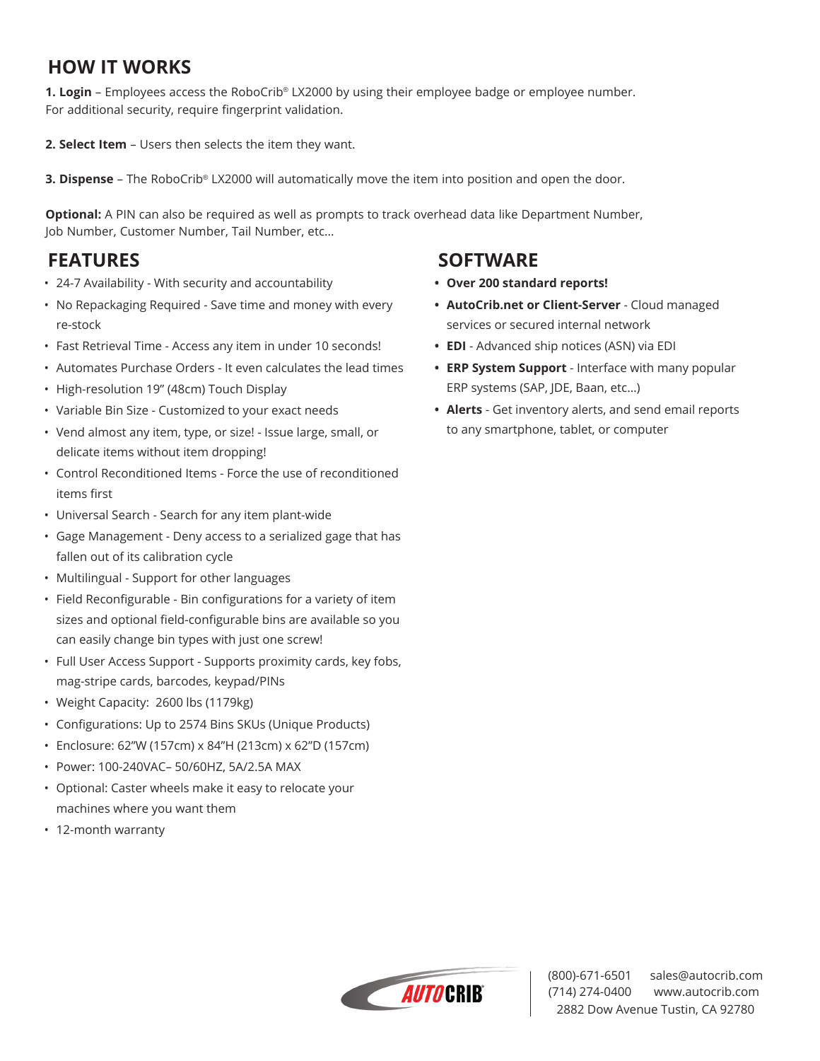## HOW IT WORKS

**1. Login** – Employees access the RoboCrib® LX2000 by using their employee badge or employee number. For additional security, require fingerprint validation.

**2. Select Item** – Users then selects the item they want.

**3. Dispense** – The RoboCrib® LX2000 will automatically move the item into position and open the door.

**Optional:** A PIN can also be required as well as prompts to track overhead data like Department Number, Job Number, Customer Number, Tail Number, etc...

## FEATURES

- 24-7 Availability - With security and accountability
- No Repackaging Required - Save time and money with every re-stock
- Fast Retrieval Time - Access any item in under 10 seconds!
- Automates Purchase Orders - It even calculates the lead times
- High-resolution 19" (48cm) Touch Display
- Variable Bin Size - Customized to your exact needs
- Vend almost any item, type, or size! - Issue large, small, or delicate items without item dropping!
- Control Reconditioned Items - Force the use of reconditioned items first
- Universal Search - Search for any item plant-wide
- Gage Management - Deny access to a serialized gage that has fallen out of its calibration cycle
- Multilingual - Support for other languages
- Field Reconfigurable - Bin configurations for a variety of item sizes and optional field-configurable bins are available so you can easily change bin types with just one screw!
- Full User Access Support - Supports proximity cards, key fobs, mag-stripe cards, barcodes, keypad/PINs
- Weight Capacity: 2600 lbs (1179kg)
- Configurations: Up to 2574 Bins SKUs (Unique Products)
- Enclosure: 62"W (157cm) x 84"H (213cm) x 62"D (157cm)
- Power: 100-240VAC– 50/60HZ, 5A/2.5A MAX
- Optional: Caster wheels make it easy to relocate your machines where you want them
- 12-month warranty

## SOFTWARE

- **Over 200 standard reports!**
- **AutoCrib.net or Client-Server** - Cloud managed services or secured internal network
- **EDI** - Advanced ship notices (ASN) via EDI
- **ERP System Support** - Interface with many popular ERP systems (SAP, JDE, Baan, etc...)
- **Alerts** - Get inventory alerts, and send email reports to any smartphone, tablet, or computer

AUTOCRIB®

(800)-671-6501 sales@autocrib.com
(714) 274-0400 www.autocrib.com
2882 Dow Avenue Tustin, CA 92780